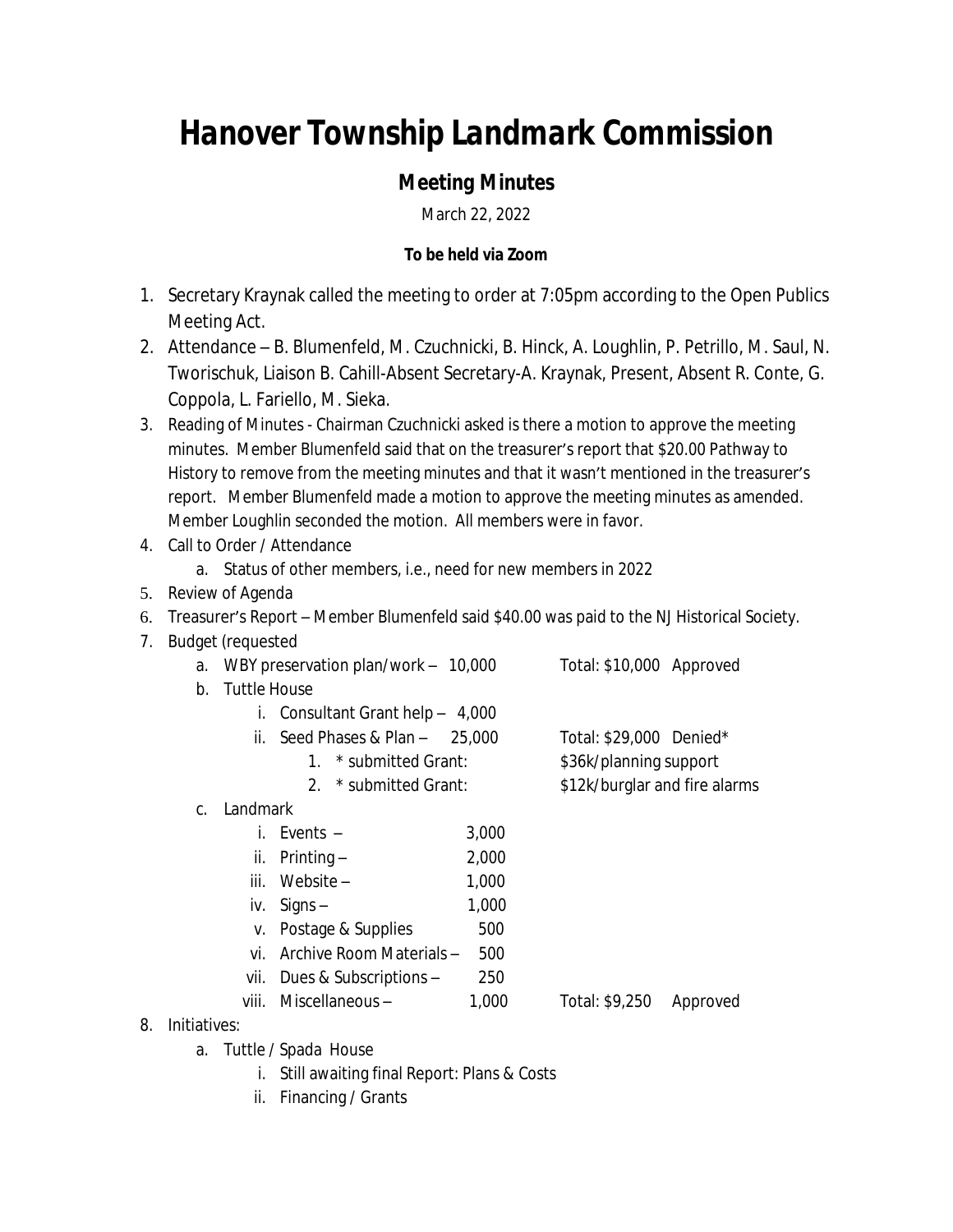# Hanover Township Landmark Commission

## Meeting Minutes

March 22, 2022

**To be held via Zoom**

1. Secretary Kraynak called the meeting to order at 7:05pm according to the Open Publics Meeting Act.
2. Attendance – B. Blumenfeld, M. Czuchnicki, B. Hinck, A. Loughlin, P. Petrillo, M. Saul, N. Tworischuk, Liaison B. Cahill-Absent Secretary-A. Kraynak, Present, Absent R. Conte, G. Coppola, L. Fariello, M. Sieka.
3. Reading of Minutes - Chairman Czuchnicki asked is there a motion to approve the meeting minutes. Member Blumenfeld said that on the treasurer's report that $20.00 Pathway to History to remove from the meeting minutes and that it wasn't mentioned in the treasurer's report. Member Blumenfeld made a motion to approve the meeting minutes as amended. Member Loughlin seconded the motion. All members were in favor.
4. Call to Order / Attendance
    a. Status of other members, i.e., need for new members in 2022
5. Review of Agenda
6. Treasurer's Report – Member Blumenfeld said $40.00 was paid to the NJ Historical Society.
7. Budget (requested
    a. WBY preservation plan/work – 10,000 Total: $10,000 Approved
    b. Tuttle House
        i. Consultant Grant help – 4,000
        ii. Seed Phases & Plan – 25,000 Total: $29,000 Denied*
            1. * submitted Grant: $36k/planning support
            2. * submitted Grant: $12k/burglar and fire alarms
    c. Landmark
        i. Events – 3,000
        ii. Printing – 2,000
        iii. Website – 1,000
        iv. Signs – 1,000
        v. Postage & Supplies 500
        vi. Archive Room Materials – 500
        vii. Dues & Subscriptions – 250
        viii. Miscellaneous – 1,000 Total: $9,250 Approved
8. Initiatives:
    a. Tuttle / Spada House
        i. Still awaiting final Report: Plans & Costs
        ii. Financing / Grants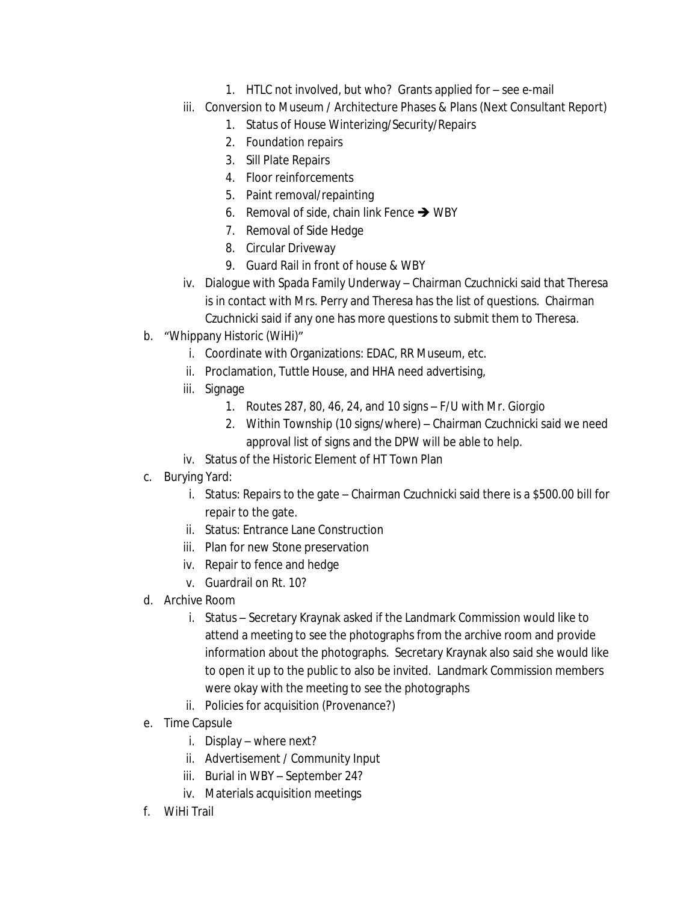1. HTLC not involved, but who? Grants applied for – see e-mail

   iii. Conversion to Museum / Architecture Phases & Plans (Next Consultant Report)
      1. Status of House Winterizing/Security/Repairs
      2. Foundation repairs
      3. Sill Plate Repairs
      4. Floor reinforcements
      5. Paint removal/repainting
      6. Removal of side, chain link Fence ➔ WBY
      7. Removal of Side Hedge
      8. Circular Driveway
      9. Guard Rail in front of house & WBY

   iv. Dialogue with Spada Family Underway – Chairman Czuchnicki said that Theresa is in contact with Mrs. Perry and Theresa has the list of questions. Chairman Czuchnicki said if any one has more questions to submit them to Theresa.

b. "Whippany Historic (WiHi)"
   i. Coordinate with Organizations: EDAC, RR Museum, etc.
   ii. Proclamation, Tuttle House, and HHA need advertising,
   iii. Signage
      1. Routes 287, 80, 46, 24, and 10 signs – F/U with Mr. Giorgio
      2. Within Township (10 signs/where) – Chairman Czuchnicki said we need approval list of signs and the DPW will be able to help.
   iv. Status of the Historic Element of HT Town Plan

c. Burying Yard:
   i. Status: Repairs to the gate – Chairman Czuchnicki said there is a $500.00 bill for repair to the gate.
   ii. Status: Entrance Lane Construction
   iii. Plan for new Stone preservation
   iv. Repair to fence and hedge
   v. Guardrail on Rt. 10?

d. Archive Room
   i. Status – Secretary Kraynak asked if the Landmark Commission would like to attend a meeting to see the photographs from the archive room and provide information about the photographs. Secretary Kraynak also said she would like to open it up to the public to also be invited. Landmark Commission members were okay with the meeting to see the photographs
   ii. Policies for acquisition (Provenance?)

e. Time Capsule
   i. Display – where next?
   ii. Advertisement / Community Input
   iii. Burial in WBY – September 24?
   iv. Materials acquisition meetings

f. WiHi Trail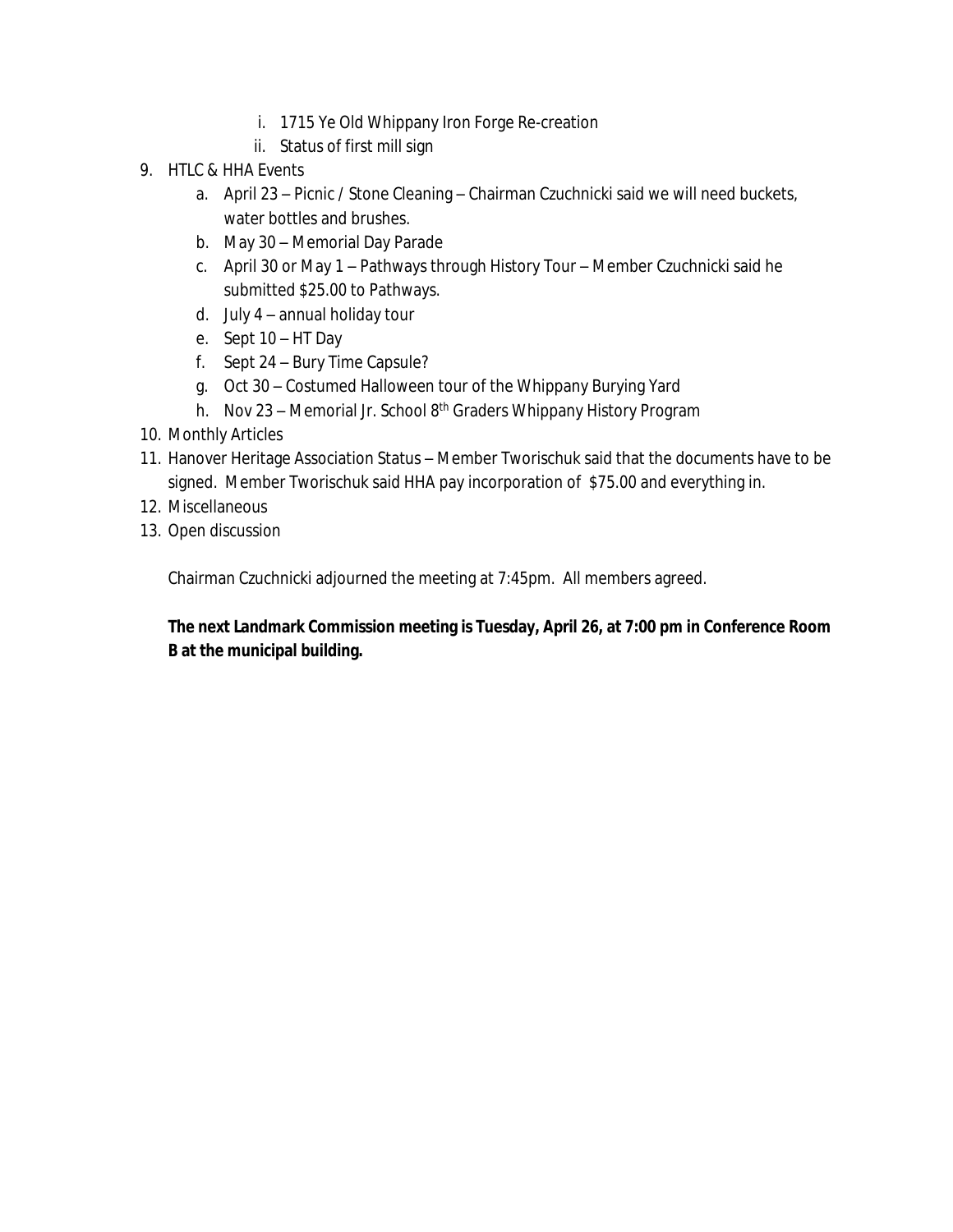i. 1715 Ye Old Whippany Iron Forge Re-creation
   ii. Status of first mill sign

9. HTLC & HHA Events
   a. April 23 – Picnic / Stone Cleaning – Chairman Czuchnicki said we will need buckets, water bottles and brushes.
   b. May 30 – Memorial Day Parade
   c. April 30 or May 1 – Pathways through History Tour – Member Czuchnicki said he submitted $25.00 to Pathways.
   d. July 4 – annual holiday tour
   e. Sept 10 – HT Day
   f. Sept 24 – Bury Time Capsule?
   g. Oct 30 – Costumed Halloween tour of the Whippany Burying Yard
   h. Nov 23 – Memorial Jr. School 8th Graders Whippany History Program
10. Monthly Articles
11. Hanover Heritage Association Status – Member Tworischuk said that the documents have to be signed. Member Tworischuk said HHA pay incorporation of $75.00 and everything in.
12. Miscellaneous
13. Open discussion

Chairman Czuchnicki adjourned the meeting at 7:45pm. All members agreed.

**The next Landmark Commission meeting is Tuesday, April 26, at 7:00 pm in Conference Room B at the municipal building.**